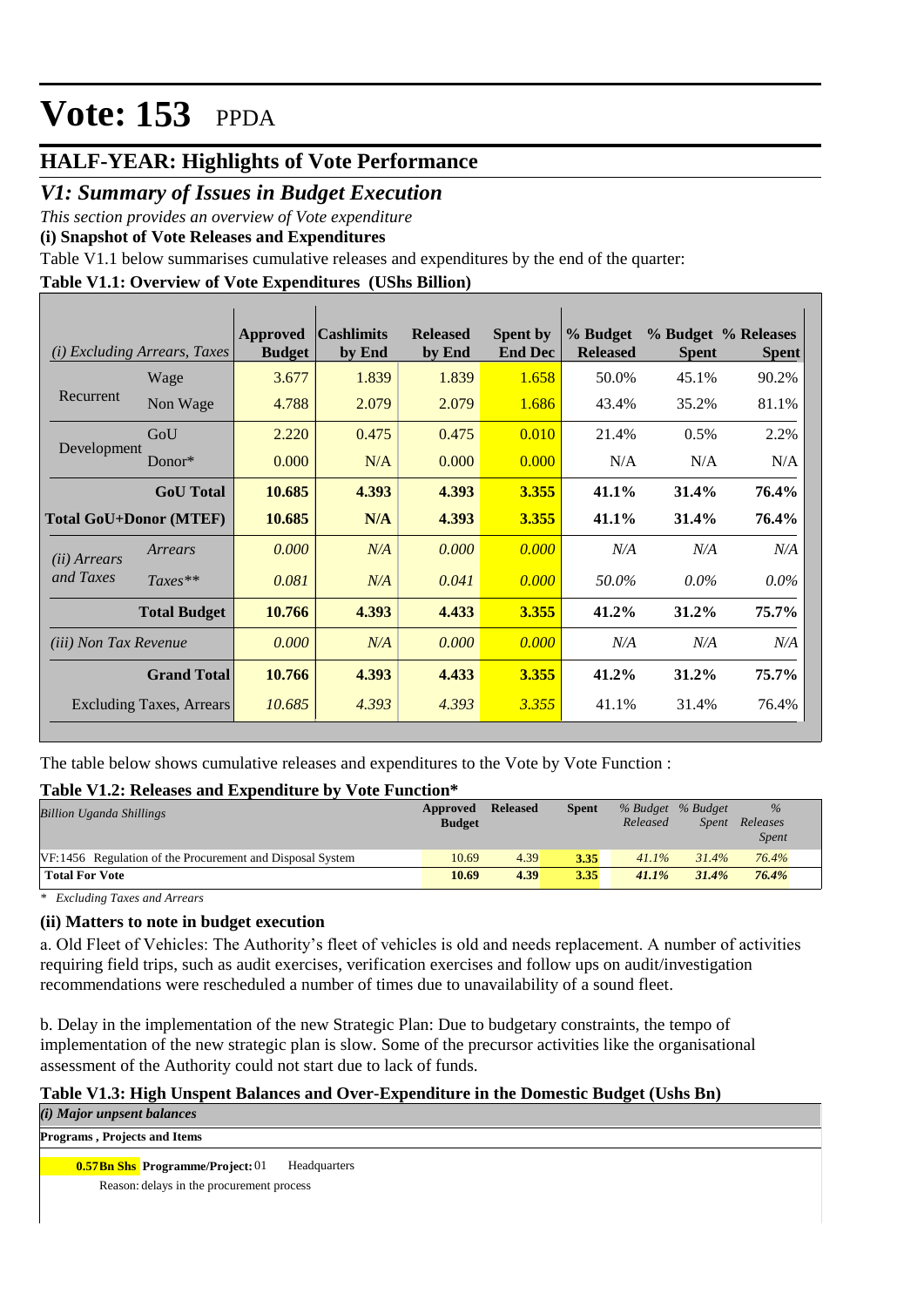# Vote: 153 PPDA

## HALF-YEAR: Highlights of Vote Performance

## *V1: Summary of Issues in Budget Execution*

*This section provides an overview of Vote expenditure*

**(i) Snapshot of Vote Releases and Expenditures**

Table V1.1 below summarises cumulative releases and expenditures by the end of the quarter:

**Table V1.1: Overview of Vote Expenditures (UShs Billion)**

| *(i) Excluding Arrears, Taxes* | | Approved Budget | Cashlimits by End | Released by End | Spent by End Dec | % Budget Released | % Budget Spent | % Releases Spent |
|---|---|---|---|---|---|---|---|---|
| Recurrent | Wage | 3.677 | 1.839 | 1.839 | 1.658 | 50.0% | 45.1% | 90.2% |
| | Non Wage | 4.788 | 2.079 | 2.079 | 1.686 | 43.4% | 35.2% | 81.1% |
| Development | GoU | 2.220 | 0.475 | 0.475 | 0.010 | 21.4% | 0.5% | 2.2% |
| | Donor* | 0.000 | N/A | 0.000 | 0.000 | N/A | N/A | N/A |
| | **GoU Total** | **10.685** | **4.393** | **4.393** | **3.355** | **41.1%** | **31.4%** | **76.4%** |
| **Total GoU+Donor (MTEF)** | | **10.685** | **N/A** | **4.393** | **3.355** | **41.1%** | **31.4%** | **76.4%** |
| *(ii) Arrears and Taxes* | *Arrears* | *0.000* | *N/A* | *0.000* | *0.000* | *N/A* | *N/A* | *N/A* |
| | *Taxes*** | *0.081* | *N/A* | *0.041* | *0.000* | *50.0%* | *0.0%* | *0.0%* |
| | **Total Budget** | **10.766** | **4.393** | **4.433** | **3.355** | **41.2%** | **31.2%** | **75.7%** |
| *(iii) Non Tax Revenue* | | *0.000* | *N/A* | *0.000* | *0.000* | *N/A* | *N/A* | *N/A* |
| | **Grand Total** | **10.766** | **4.393** | **4.433** | **3.355** | **41.2%** | **31.2%** | **75.7%** |
| Excluding Taxes, Arrears | | *10.685* | *4.393* | *4.393* | *3.355* | 41.1% | 31.4% | 76.4% |

The table below shows cumulative releases and expenditures to the Vote by Vote Function :

**Table V1.2: Releases and Expenditure by Vote Function***

| *Billion Uganda Shillings* | Approved Budget | Released | Spent | *% Budget Released* | *% Budget Spent* | *% Releases Spent* |
|---|---|---|---|---|---|---|
| VF:1456 Regulation of the Procurement and Disposal System | 10.69 | 4.39 | 3.35 | *41.1%* | *31.4%* | *76.4%* |
| **Total For Vote** | **10.69** | **4.39** | **3.35** | ***41.1%*** | ***31.4%*** | ***76.4%*** |

*\* Excluding Taxes and Arrears*

**(ii) Matters to note in budget execution**

a. Old Fleet of Vehicles: The Authority's fleet of vehicles is old and needs replacement. A number of activities requiring field trips, such as audit exercises, verification exercises and follow ups on audit/investigation recommendations were rescheduled a number of times due to unavailability of a sound fleet.

b. Delay in the implementation of the new Strategic Plan: Due to budgetary constraints, the tempo of implementation of the new strategic plan is slow. Some of the precursor activities like the organisational assessment of the Authority could not start due to lack of funds.

**Table V1.3: High Unspent Balances and Over-Expenditure in the Domestic Budget (Ushs Bn)**

***(i) Major unpsent balances***

**Programs , Projects and Items**

**0.57Bn Shs** **Programme/Project:** 01 Headquarters

Reason: delays in the procurement process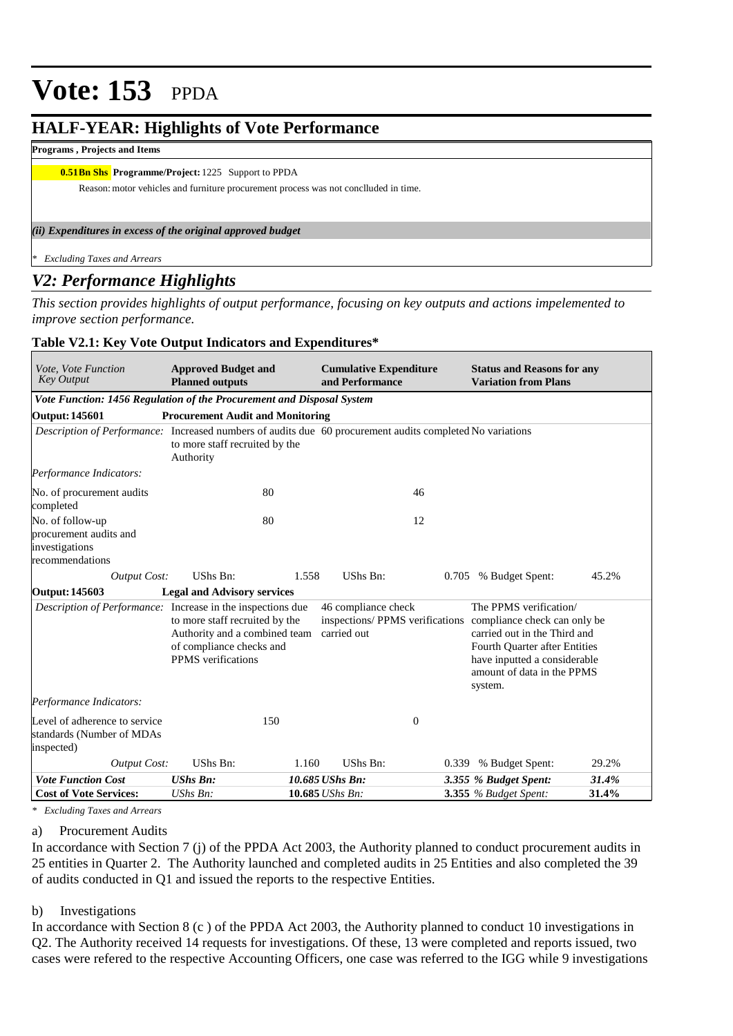# Vote: 153 PPDA

## HALF-YEAR: Highlights of Vote Performance

**Programs , Projects and Items**

**0.51Bn Shs Programme/Project:** 1225 Support to PPDA

Reason: motor vehicles and furniture procurement process was not conclluded in time.

*(ii) Expenditures in excess of the original approved budget*

*\* Excluding Taxes and Arrears*

## *V2: Performance Highlights*

*This section provides highlights of output performance, focusing on key outputs and actions impelemented to improve section performance.*

**Table V2.1: Key Vote Output Indicators and Expenditures\***

| *Vote, Vote Function Key Output* | **Approved Budget and Planned outputs** | | **Cumulative Expenditure and Performance** | | **Status and Reasons for any Variation from Plans** | |
|---|---|---|---|---|---|---|
| ***Vote Function: 1456 Regulation of the Procurement and Disposal System*** | | | | | | |
| **Output: 145601** | **Procurement Audit and Monitoring** | | | | | |
| *Description of Performance:* | Increased numbers of audits due to more staff recruited by the Authority | | 60 procurement audits completed | | No variations | |
| *Performance Indicators:* | | | | | | |
| No. of procurement audits completed | | 80 | | 46 | | |
| No. of follow-up procurement audits and investigations recommendations | | 80 | | 12 | | |
| *Output Cost:* | UShs Bn: | 1.558 | UShs Bn: | 0.705 | % Budget Spent: | 45.2% |
| **Output: 145603** | **Legal and Advisory services** | | | | | |
| *Description of Performance:* | Increase in the inspections due to more staff recruited by the Authority and a combined team of compliance checks and PPMS verifications | | 46 compliance check inspections/ PPMS verifications carried out | | The PPMS verification/ compliance check can only be carried out in the Third and Fourth Quarter after Entities have inputted a considerable amount of data in the PPMS system. | |
| *Performance Indicators:* | | | | | | |
| Level of adherence to service standards (Number of MDAs inspected) | | 150 | | 0 | | |
| *Output Cost:* | UShs Bn: | 1.160 | UShs Bn: | 0.339 | % Budget Spent: | 29.2% |
| ***Vote Function Cost*** | ***UShs Bn:*** | ***10.685*** | ***UShs Bn:*** | ***3.355*** | ***% Budget Spent:*** | ***31.4%*** |
| **Cost of Vote Services:** | *UShs Bn:* | **10.685** | *UShs Bn:* | **3.355** | *% Budget Spent:* | **31.4%** |

*\* Excluding Taxes and Arrears*

a) Procurement Audits

In accordance with Section 7 (j) of the PPDA Act 2003, the Authority planned to conduct procurement audits in 25 entities in Quarter 2. The Authority launched and completed audits in 25 Entities and also completed the 39 of audits conducted in Q1 and issued the reports to the respective Entities.

b) Investigations

In accordance with Section 8 (c ) of the PPDA Act 2003, the Authority planned to conduct 10 investigations in Q2. The Authority received 14 requests for investigations. Of these, 13 were completed and reports issued, two cases were refered to the respective Accounting Officers, one case was referred to the IGG while 9 investigations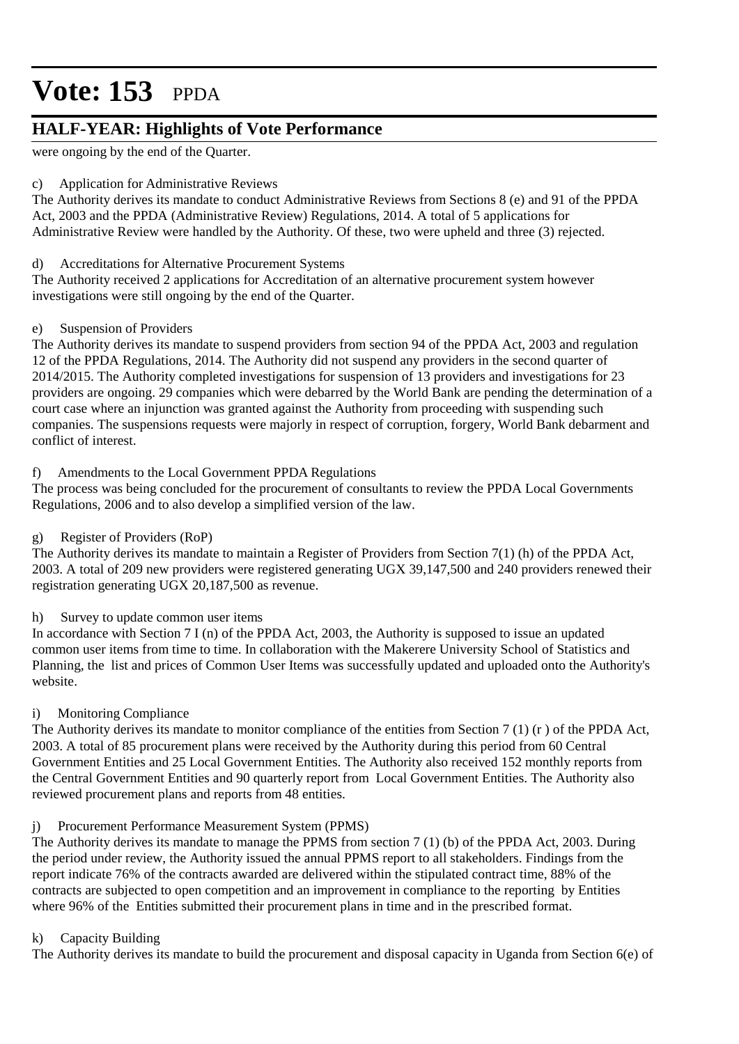were ongoing by the end of the Quarter.

c) Application for Administrative Reviews

The Authority derives its mandate to conduct Administrative Reviews from Sections 8 (e) and 91 of the PPDA Act, 2003 and the PPDA (Administrative Review) Regulations, 2014. A total of 5 applications for Administrative Review were handled by the Authority. Of these, two were upheld and three (3) rejected.

d) Accreditations for Alternative Procurement Systems

The Authority received 2 applications for Accreditation of an alternative procurement system however investigations were still ongoing by the end of the Quarter.

e) Suspension of Providers

The Authority derives its mandate to suspend providers from section 94 of the PPDA Act, 2003 and regulation 12 of the PPDA Regulations, 2014. The Authority did not suspend any providers in the second quarter of 2014/2015. The Authority completed investigations for suspension of 13 providers and investigations for 23 providers are ongoing. 29 companies which were debarred by the World Bank are pending the determination of a court case where an injunction was granted against the Authority from proceeding with suspending such companies. The suspensions requests were majorly in respect of corruption, forgery, World Bank debarment and conflict of interest.

f) Amendments to the Local Government PPDA Regulations

The process was being concluded for the procurement of consultants to review the PPDA Local Governments Regulations, 2006 and to also develop a simplified version of the law.

g) Register of Providers (RoP)

The Authority derives its mandate to maintain a Register of Providers from Section 7(1) (h) of the PPDA Act, 2003. A total of 209 new providers were registered generating UGX 39,147,500 and 240 providers renewed their registration generating UGX 20,187,500 as revenue.

h) Survey to update common user items

In accordance with Section 7 I (n) of the PPDA Act, 2003, the Authority is supposed to issue an updated common user items from time to time. In collaboration with the Makerere University School of Statistics and Planning, the list and prices of Common User Items was successfully updated and uploaded onto the Authority's website.

i) Monitoring Compliance

The Authority derives its mandate to monitor compliance of the entities from Section 7 (1) (r ) of the PPDA Act, 2003. A total of 85 procurement plans were received by the Authority during this period from 60 Central Government Entities and 25 Local Government Entities. The Authority also received 152 monthly reports from the Central Government Entities and 90 quarterly report from Local Government Entities. The Authority also reviewed procurement plans and reports from 48 entities.

j) Procurement Performance Measurement System (PPMS)

The Authority derives its mandate to manage the PPMS from section 7 (1) (b) of the PPDA Act, 2003. During the period under review, the Authority issued the annual PPMS report to all stakeholders. Findings from the report indicate 76% of the contracts awarded are delivered within the stipulated contract time, 88% of the contracts are subjected to open competition and an improvement in compliance to the reporting by Entities where 96% of the Entities submitted their procurement plans in time and in the prescribed format.

k) Capacity Building

The Authority derives its mandate to build the procurement and disposal capacity in Uganda from Section 6(e) of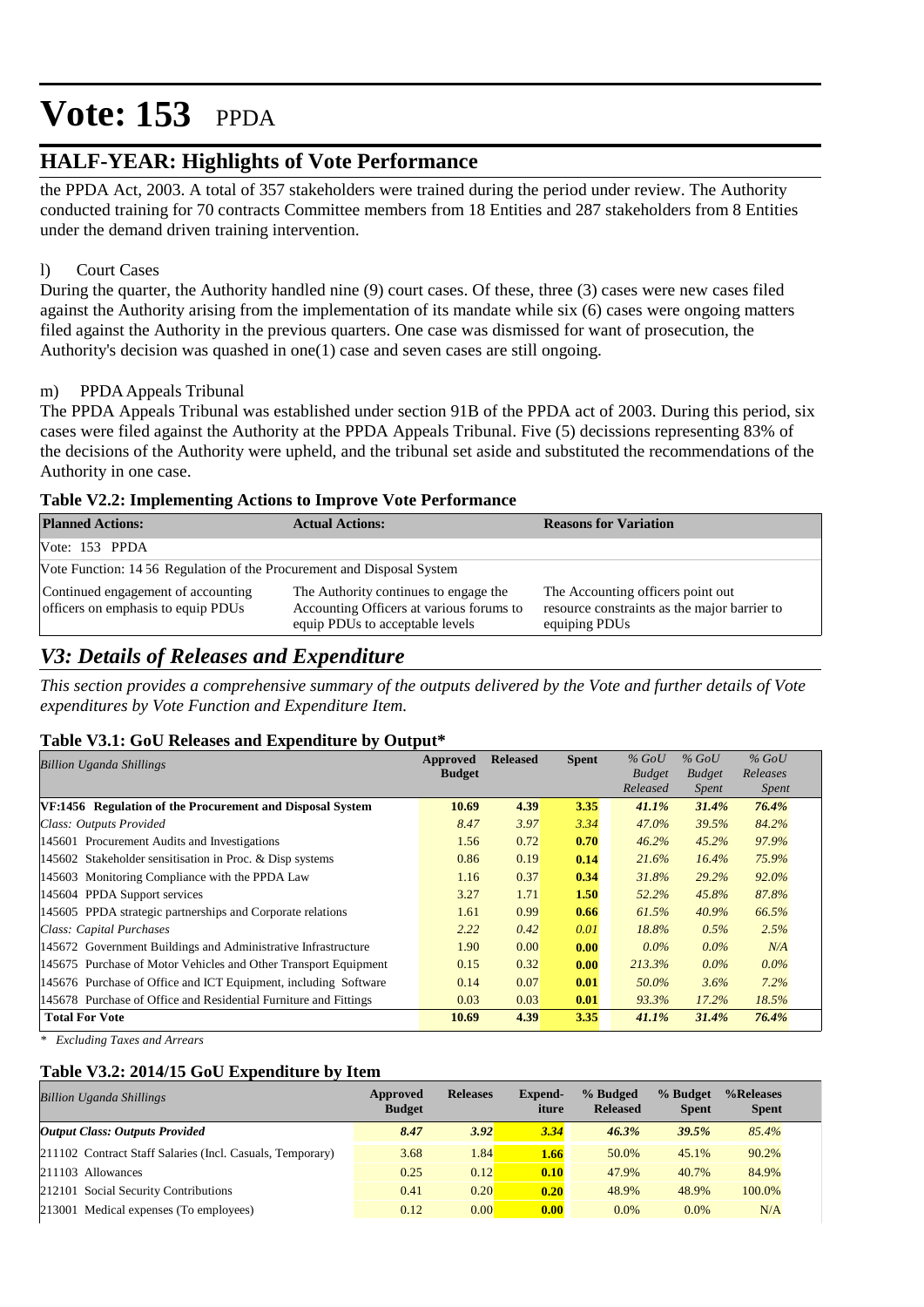# Vote: 153 PPDA

## HALF-YEAR: Highlights of Vote Performance

the PPDA Act, 2003. A total of 357 stakeholders were trained during the period under review. The Authority conducted training for 70 contracts Committee members from 18 Entities and 287 stakeholders from 8 Entities under the demand driven training intervention.

l) Court Cases

During the quarter, the Authority handled nine (9) court cases. Of these, three (3) cases were new cases filed against the Authority arising from the implementation of its mandate while six (6) cases were ongoing matters filed against the Authority in the previous quarters. One case was dismissed for want of prosecution, the Authority's decision was quashed in one(1) case and seven cases are still ongoing.

m) PPDA Appeals Tribunal

The PPDA Appeals Tribunal was established under section 91B of the PPDA act of 2003. During this period, six cases were filed against the Authority at the PPDA Appeals Tribunal. Five (5) decissions representing 83% of the decisions of the Authority were upheld, and the tribunal set aside and substituted the recommendations of the Authority in one case.

**Table V2.2: Implementing Actions to Improve Vote Performance**

| Planned Actions: | Actual Actions: | Reasons for Variation |
|---|---|---|
| Vote: 153 PPDA | | |
| Vote Function: 14 56 Regulation of the Procurement and Disposal System | | |
| Continued engagement of accounting officers on emphasis to equip PDUs | The Authority continues to engage the Accounting Officers at various forums to equip PDUs to acceptable levels | The Accounting officers point out resource constraints as the major barrier to equiping PDUs |

## *V3: Details of Releases and Expenditure*

*This section provides a comprehensive summary of the outputs delivered by the Vote and further details of Vote expenditures by Vote Function and Expenditure Item.*

**Table V3.1: GoU Releases and Expenditure by Output***

| *Billion Uganda Shillings* | Approved Budget | Released | Spent | *% GoU Budget Released* | *% GoU Budget Spent* | *% GoU Releases Spent* |
|---|---|---|---|---|---|---|
| **VF:1456 Regulation of the Procurement and Disposal System** | **10.69** | **4.39** | **3.35** | ***41.1%*** | ***31.4%*** | ***76.4%*** |
| *Class: Outputs Provided* | *8.47* | *3.97* | *3.34* | *47.0%* | *39.5%* | *84.2%* |
| 145601 Procurement Audits and Investigations | 1.56 | 0.72 | **0.70** | *46.2%* | *45.2%* | *97.9%* |
| 145602 Stakeholder sensitisation in Proc. & Disp systems | 0.86 | 0.19 | **0.14** | *21.6%* | *16.4%* | *75.9%* |
| 145603 Monitoring Compliance with the PPDA Law | 1.16 | 0.37 | **0.34** | *31.8%* | *29.2%* | *92.0%* |
| 145604 PPDA Support services | 3.27 | 1.71 | **1.50** | *52.2%* | *45.8%* | *87.8%* |
| 145605 PPDA strategic partnerships and Corporate relations | 1.61 | 0.99 | **0.66** | *61.5%* | *40.9%* | *66.5%* |
| *Class: Capital Purchases* | *2.22* | *0.42* | *0.01* | *18.8%* | *0.5%* | *2.5%* |
| 145672 Government Buildings and Administrative Infrastructure | 1.90 | 0.00 | **0.00** | *0.0%* | *0.0%* | *N/A* |
| 145675 Purchase of Motor Vehicles and Other Transport Equipment | 0.15 | 0.32 | **0.00** | *213.3%* | *0.0%* | *0.0%* |
| 145676 Purchase of Office and ICT Equipment, including Software | 0.14 | 0.07 | **0.01** | *50.0%* | *3.6%* | *7.2%* |
| 145678 Purchase of Office and Residential Furniture and Fittings | 0.03 | 0.03 | **0.01** | *93.3%* | *17.2%* | *18.5%* |
| **Total For Vote** | **10.69** | **4.39** | **3.35** | ***41.1%*** | ***31.4%*** | ***76.4%*** |

*\* Excluding Taxes and Arrears*

**Table V3.2: 2014/15 GoU Expenditure by Item**

| *Billion Uganda Shillings* | Approved Budget | Releases | Expend-iture | % Budged Released | % Budget Spent | %Releases Spent |
|---|---|---|---|---|---|---|
| ***Output Class: Outputs Provided*** | ***8.47*** | ***3.92*** | ***3.34*** | ***46.3%*** | ***39.5%*** | *85.4%* |
| 211102 Contract Staff Salaries (Incl. Casuals, Temporary) | 3.68 | 1.84 | **1.66** | 50.0% | 45.1% | 90.2% |
| 211103 Allowances | 0.25 | 0.12 | **0.10** | 47.9% | 40.7% | 84.9% |
| 212101 Social Security Contributions | 0.41 | 0.20 | **0.20** | 48.9% | 48.9% | 100.0% |
| 213001 Medical expenses (To employees) | 0.12 | 0.00 | **0.00** | 0.0% | 0.0% | N/A |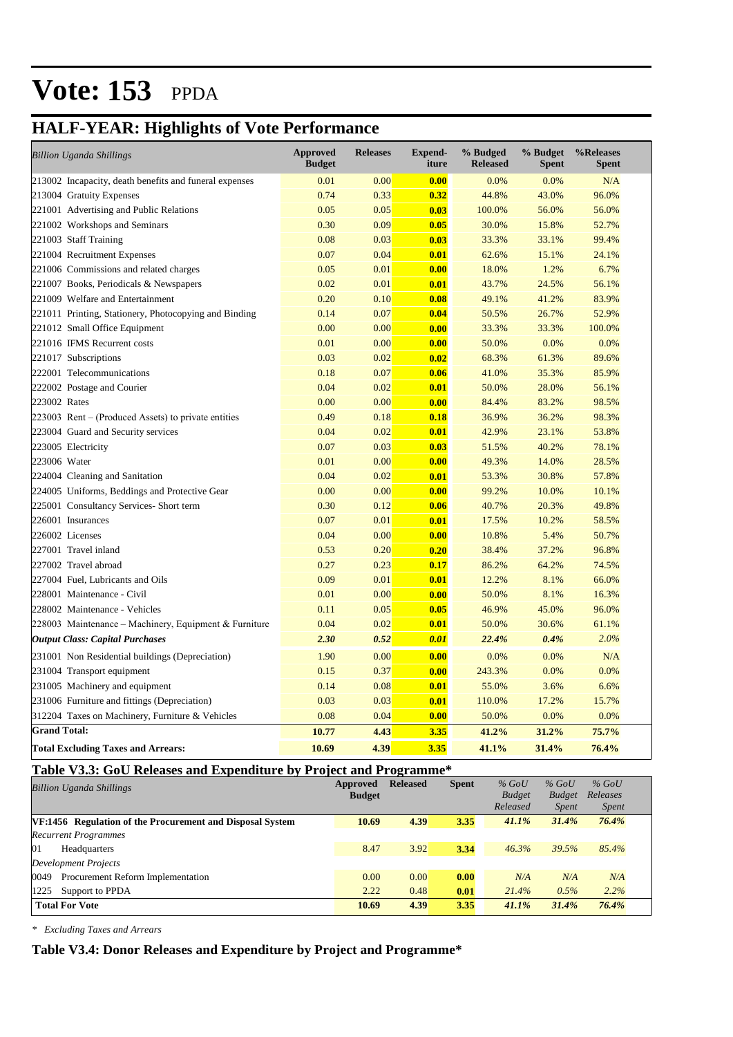# Vote: 153 PPDA

## HALF-YEAR: Highlights of Vote Performance

| *Billion Uganda Shillings* | Approved Budget | Releases | Expend-iture | % Budged Released | % Budget Spent | %Releases Spent |
|---|---|---|---|---|---|---|
| 213002 Incapacity, death benefits and funeral expenses | 0.01 | 0.00 | **0.00** | 0.0% | 0.0% | N/A |
| 213004 Gratuity Expenses | 0.74 | 0.33 | **0.32** | 44.8% | 43.0% | 96.0% |
| 221001 Advertising and Public Relations | 0.05 | 0.05 | **0.03** | 100.0% | 56.0% | 56.0% |
| 221002 Workshops and Seminars | 0.30 | 0.09 | **0.05** | 30.0% | 15.8% | 52.7% |
| 221003 Staff Training | 0.08 | 0.03 | **0.03** | 33.3% | 33.1% | 99.4% |
| 221004 Recruitment Expenses | 0.07 | 0.04 | **0.01** | 62.6% | 15.1% | 24.1% |
| 221006 Commissions and related charges | 0.05 | 0.01 | **0.00** | 18.0% | 1.2% | 6.7% |
| 221007 Books, Periodicals & Newspapers | 0.02 | 0.01 | **0.01** | 43.7% | 24.5% | 56.1% |
| 221009 Welfare and Entertainment | 0.20 | 0.10 | **0.08** | 49.1% | 41.2% | 83.9% |
| 221011 Printing, Stationery, Photocopying and Binding | 0.14 | 0.07 | **0.04** | 50.5% | 26.7% | 52.9% |
| 221012 Small Office Equipment | 0.00 | 0.00 | **0.00** | 33.3% | 33.3% | 100.0% |
| 221016 IFMS Recurrent costs | 0.01 | 0.00 | **0.00** | 50.0% | 0.0% | 0.0% |
| 221017 Subscriptions | 0.03 | 0.02 | **0.02** | 68.3% | 61.3% | 89.6% |
| 222001 Telecommunications | 0.18 | 0.07 | **0.06** | 41.0% | 35.3% | 85.9% |
| 222002 Postage and Courier | 0.04 | 0.02 | **0.01** | 50.0% | 28.0% | 56.1% |
| 223002 Rates | 0.00 | 0.00 | **0.00** | 84.4% | 83.2% | 98.5% |
| 223003 Rent – (Produced Assets) to private entities | 0.49 | 0.18 | **0.18** | 36.9% | 36.2% | 98.3% |
| 223004 Guard and Security services | 0.04 | 0.02 | **0.01** | 42.9% | 23.1% | 53.8% |
| 223005 Electricity | 0.07 | 0.03 | **0.03** | 51.5% | 40.2% | 78.1% |
| 223006 Water | 0.01 | 0.00 | **0.00** | 49.3% | 14.0% | 28.5% |
| 224004 Cleaning and Sanitation | 0.04 | 0.02 | **0.01** | 53.3% | 30.8% | 57.8% |
| 224005 Uniforms, Beddings and Protective Gear | 0.00 | 0.00 | **0.00** | 99.2% | 10.0% | 10.1% |
| 225001 Consultancy Services- Short term | 0.30 | 0.12 | **0.06** | 40.7% | 20.3% | 49.8% |
| 226001 Insurances | 0.07 | 0.01 | **0.01** | 17.5% | 10.2% | 58.5% |
| 226002 Licenses | 0.04 | 0.00 | **0.00** | 10.8% | 5.4% | 50.7% |
| 227001 Travel inland | 0.53 | 0.20 | **0.20** | 38.4% | 37.2% | 96.8% |
| 227002 Travel abroad | 0.27 | 0.23 | **0.17** | 86.2% | 64.2% | 74.5% |
| 227004 Fuel, Lubricants and Oils | 0.09 | 0.01 | **0.01** | 12.2% | 8.1% | 66.0% |
| 228001 Maintenance - Civil | 0.01 | 0.00 | **0.00** | 50.0% | 8.1% | 16.3% |
| 228002 Maintenance - Vehicles | 0.11 | 0.05 | **0.05** | 46.9% | 45.0% | 96.0% |
| 228003 Maintenance – Machinery, Equipment & Furniture | 0.04 | 0.02 | **0.01** | 50.0% | 30.6% | 61.1% |
| ***Output Class: Capital Purchases*** | ***2.30*** | ***0.52*** | ***0.01*** | ***22.4%*** | ***0.4%*** | *2.0%* |
| 231001 Non Residential buildings (Depreciation) | 1.90 | 0.00 | **0.00** | 0.0% | 0.0% | N/A |
| 231004 Transport equipment | 0.15 | 0.37 | **0.00** | 243.3% | 0.0% | 0.0% |
| 231005 Machinery and equipment | 0.14 | 0.08 | **0.01** | 55.0% | 3.6% | 6.6% |
| 231006 Furniture and fittings (Depreciation) | 0.03 | 0.03 | **0.01** | 110.0% | 17.2% | 15.7% |
| 312204 Taxes on Machinery, Furniture & Vehicles | 0.08 | 0.04 | **0.00** | 50.0% | 0.0% | 0.0% |
| **Grand Total:** | **10.77** | **4.43** | **3.35** | **41.2%** | **31.2%** | **75.7%** |
| **Total Excluding Taxes and Arrears:** | **10.69** | **4.39** | **3.35** | **41.1%** | **31.4%** | **76.4%** |

### Table V3.3: GoU Releases and Expenditure by Project and Programme*

| *Billion Uganda Shillings* | Approved Budget | Released | Spent | *% GoU Budget Released* | *% GoU Budget Spent* | *% GoU Releases Spent* |
|---|---|---|---|---|---|---|
| **VF:1456 Regulation of the Procurement and Disposal System** | **10.69** | **4.39** | **3.35** | ***41.1%*** | ***31.4%*** | ***76.4%*** |
| *Recurrent Programmes* | | | | | | |
| 01 Headquarters | 8.47 | 3.92 | **3.34** | *46.3%* | *39.5%* | *85.4%* |
| *Development Projects* | | | | | | |
| 0049 Procurement Reform Implementation | 0.00 | 0.00 | **0.00** | *N/A* | *N/A* | *N/A* |
| 1225 Support to PPDA | 2.22 | 0.48 | **0.01** | *21.4%* | *0.5%* | *2.2%* |
| **Total For Vote** | **10.69** | **4.39** | **3.35** | ***41.1%*** | ***31.4%*** | ***76.4%*** |

*\* Excluding Taxes and Arrears*

### Table V3.4: Donor Releases and Expenditure by Project and Programme*